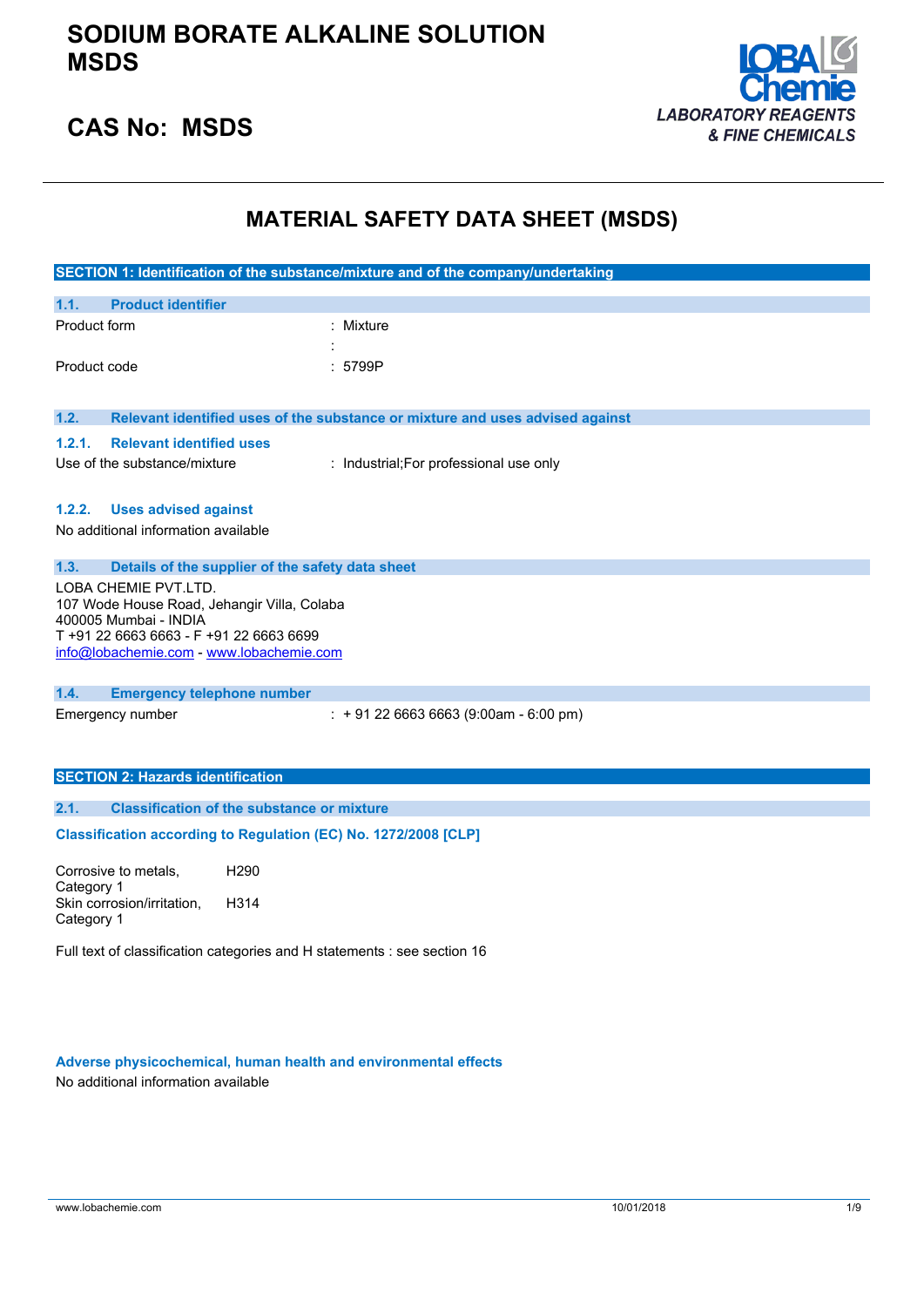# SODIUM BORATE ALKALINE SOLUTION MSDS

## CAS No: MSDS

LOBA Chemie
*LABORATORY REAGENTS & FINE CHEMICALS*

# MATERIAL SAFETY DATA SHEET (MSDS)

## SECTION 1: Identification of the substance/mixture and of the company/undertaking

### 1.1. Product identifier

| | |
|---|---|
| Product form | : Mixture |
| | : |
| Product code | : 5799P |

### 1.2. Relevant identified uses of the substance or mixture and uses advised against

#### 1.2.1. Relevant identified uses

| | |
|---|---|
| Use of the substance/mixture | : Industrial;For professional use only |

#### 1.2.2. Uses advised against

No additional information available

### 1.3. Details of the supplier of the safety data sheet

LOBA CHEMIE PVT.LTD.
107 Wode House Road, Jehangir Villa, Colaba
400005 Mumbai - INDIA
T +91 22 6663 6663 - F +91 22 6663 6699
info@lobachemie.com - www.lobachemie.com

### 1.4. Emergency telephone number

| | |
|---|---|
| Emergency number | : + 91 22 6663 6663 (9:00am - 6:00 pm) |

## SECTION 2: Hazards identification

### 2.1. Classification of the substance or mixture

**Classification according to Regulation (EC) No. 1272/2008 [CLP]**

| | |
|---|---|
| Corrosive to metals, Category 1 | H290 |
| Skin corrosion/irritation, Category 1 | H314 |

Full text of classification categories and H statements : see section 16

**Adverse physicochemical, human health and environmental effects**

No additional information available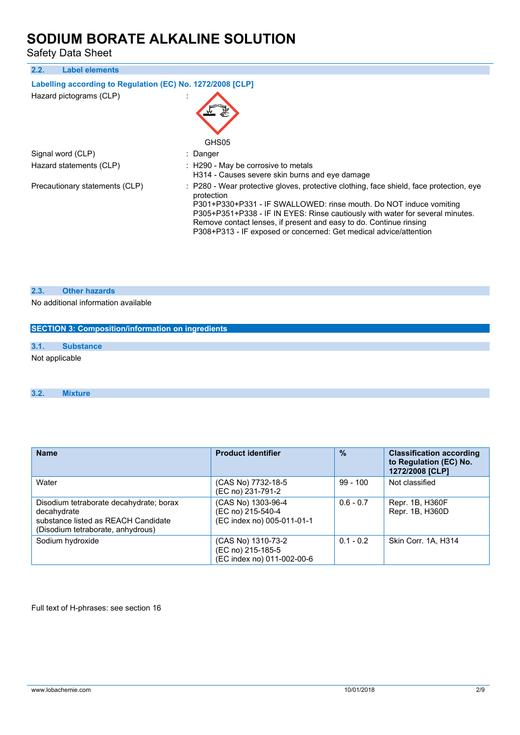### 2.2. Label elements

**Labelling according to Regulation (EC) No. 1272/2008 [CLP]**

Hazard pictograms (CLP) :

GHS05

Signal word (CLP) : Danger

Hazard statements (CLP) : H290 - May be corrosive to metals
H314 - Causes severe skin burns and eye damage

Precautionary statements (CLP) : P280 - Wear protective gloves, protective clothing, face shield, face protection, eye protection
P301+P330+P331 - IF SWALLOWED: rinse mouth. Do NOT induce vomiting
P305+P351+P338 - IF IN EYES: Rinse cautiously with water for several minutes. Remove contact lenses, if present and easy to do. Continue rinsing
P308+P313 - IF exposed or concerned: Get medical advice/attention

### 2.3. Other hazards

No additional information available

## SECTION 3: Composition/information on ingredients

### 3.1. Substance

Not applicable

### 3.2. Mixture

| Name | Product identifier | % | Classification according to Regulation (EC) No. 1272/2008 [CLP] |
|---|---|---|---|
| Water | (CAS No) 7732-18-5<br>(EC no) 231-791-2 | 99 - 100 | Not classified |
| Disodium tetraborate decahydrate; borax decahydrate<br>substance listed as REACH Candidate (Disodium tetraborate, anhydrous) | (CAS No) 1303-96-4<br>(EC no) 215-540-4<br>(EC index no) 005-011-01-1 | 0.6 - 0.7 | Repr. 1B, H360F<br>Repr. 1B, H360D |
| Sodium hydroxide | (CAS No) 1310-73-2<br>(EC no) 215-185-5<br>(EC index no) 011-002-00-6 | 0.1 - 0.2 | Skin Corr. 1A, H314 |

Full text of H-phrases: see section 16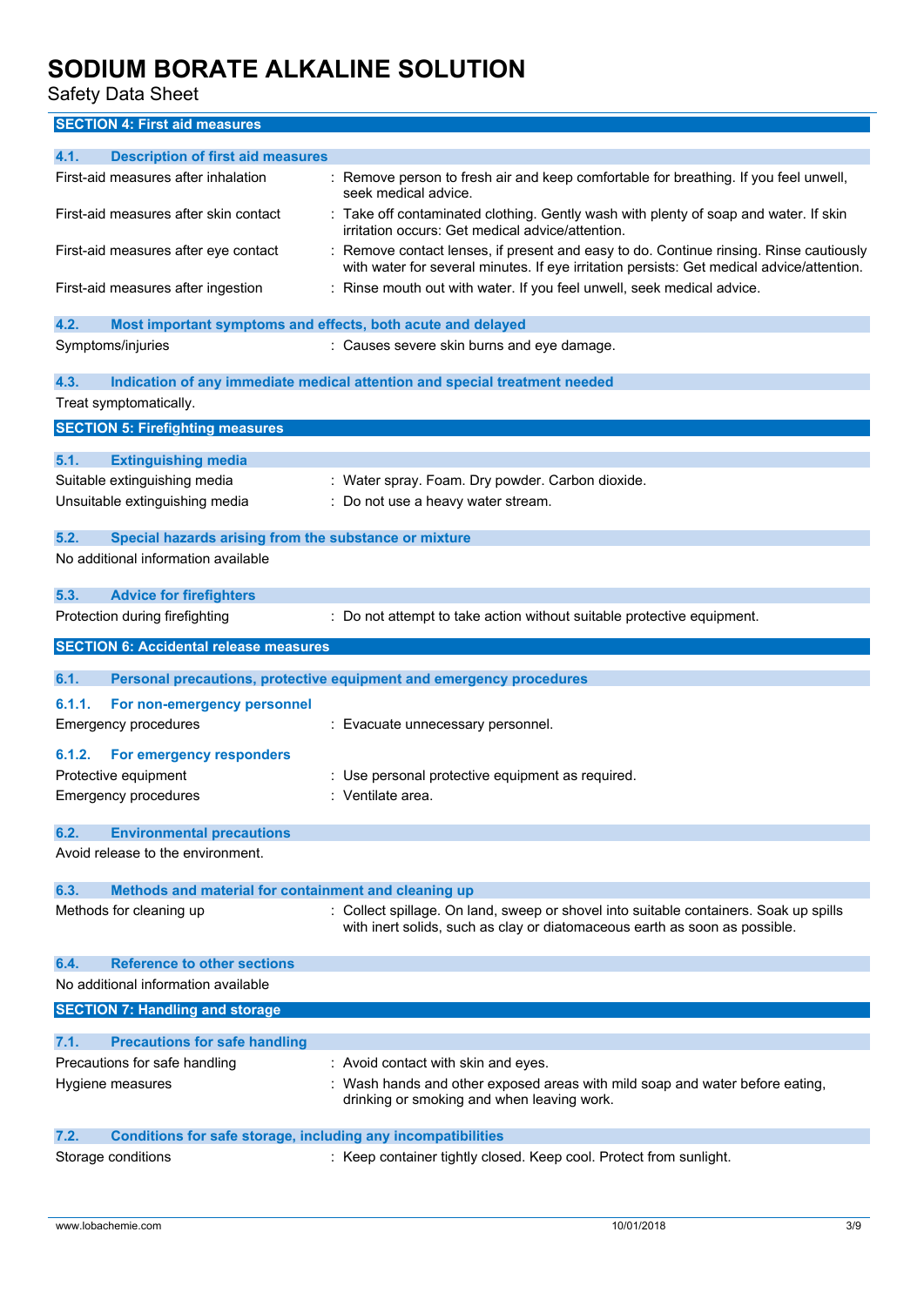## SECTION 4: First aid measures

### 4.1. Description of first aid measures

| | |
|---|---|
| First-aid measures after inhalation | : Remove person to fresh air and keep comfortable for breathing. If you feel unwell, seek medical advice. |
| First-aid measures after skin contact | : Take off contaminated clothing. Gently wash with plenty of soap and water. If skin irritation occurs: Get medical advice/attention. |
| First-aid measures after eye contact | : Remove contact lenses, if present and easy to do. Continue rinsing. Rinse cautiously with water for several minutes. If eye irritation persists: Get medical advice/attention. |
| First-aid measures after ingestion | : Rinse mouth out with water. If you feel unwell, seek medical advice. |

### 4.2. Most important symptoms and effects, both acute and delayed

| | |
|---|---|
| Symptoms/injuries | : Causes severe skin burns and eye damage. |

### 4.3. Indication of any immediate medical attention and special treatment needed

Treat symptomatically.

## SECTION 5: Firefighting measures

### 5.1. Extinguishing media

| | |
|---|---|
| Suitable extinguishing media | : Water spray. Foam. Dry powder. Carbon dioxide. |
| Unsuitable extinguishing media | : Do not use a heavy water stream. |

### 5.2. Special hazards arising from the substance or mixture

No additional information available

### 5.3. Advice for firefighters

| | |
|---|---|
| Protection during firefighting | : Do not attempt to take action without suitable protective equipment. |

## SECTION 6: Accidental release measures

### 6.1. Personal precautions, protective equipment and emergency procedures

#### 6.1.1. For non-emergency personnel

| | |
|---|---|
| Emergency procedures | : Evacuate unnecessary personnel. |

#### 6.1.2. For emergency responders

| | |
|---|---|
| Protective equipment | : Use personal protective equipment as required. |
| Emergency procedures | : Ventilate area. |

### 6.2. Environmental precautions

Avoid release to the environment.

### 6.3. Methods and material for containment and cleaning up

| | |
|---|---|
| Methods for cleaning up | : Collect spillage. On land, sweep or shovel into suitable containers. Soak up spills with inert solids, such as clay or diatomaceous earth as soon as possible. |

### 6.4. Reference to other sections

No additional information available

## SECTION 7: Handling and storage

### 7.1. Precautions for safe handling

| | |
|---|---|
| Precautions for safe handling | : Avoid contact with skin and eyes. |
| Hygiene measures | : Wash hands and other exposed areas with mild soap and water before eating, drinking or smoking and when leaving work. |

### 7.2. Conditions for safe storage, including any incompatibilities

| | |
|---|---|
| Storage conditions | : Keep container tightly closed. Keep cool. Protect from sunlight. |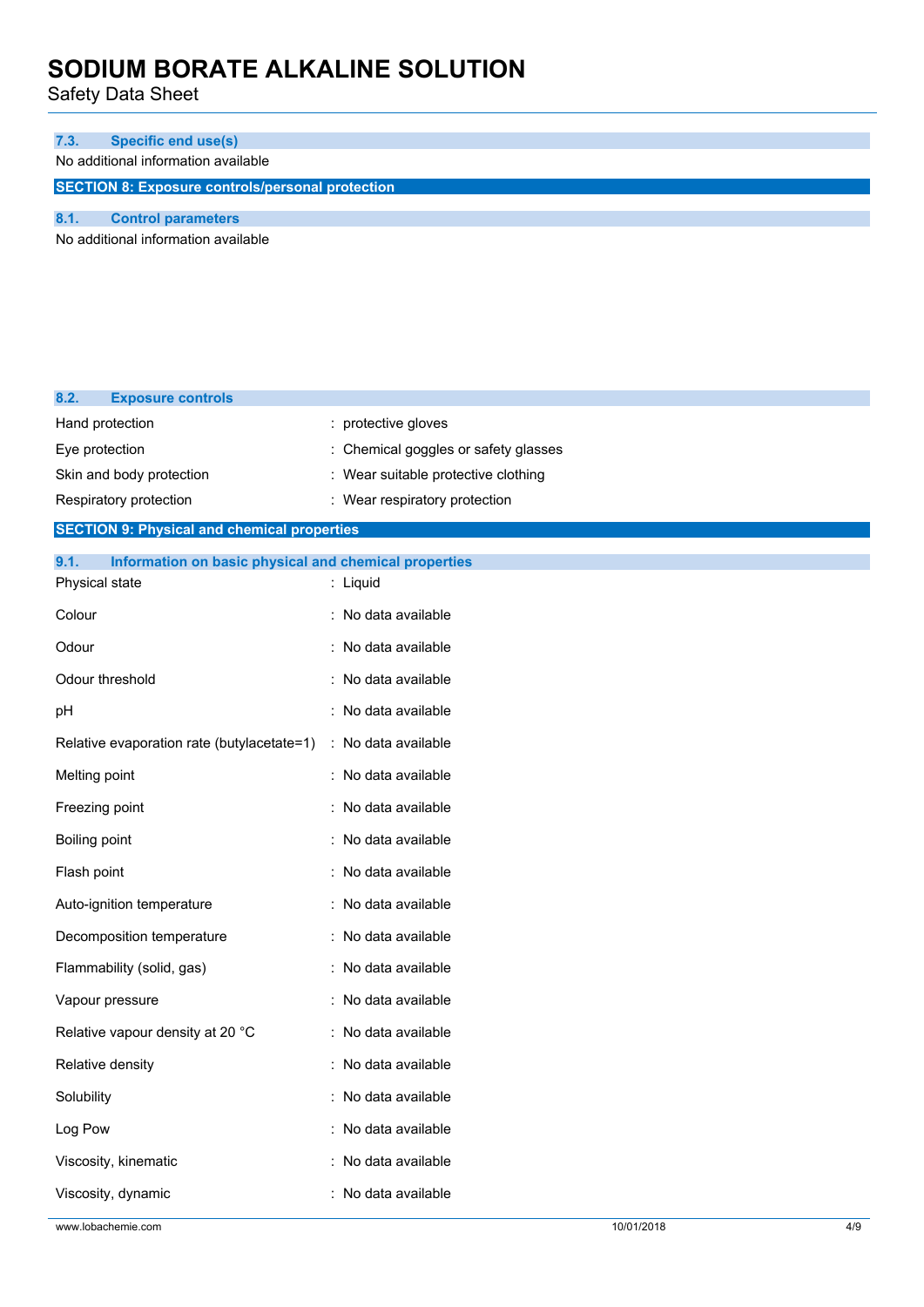### 7.3. Specific end use(s)

No additional information available

## SECTION 8: Exposure controls/personal protection

### 8.1. Control parameters

No additional information available

### 8.2. Exposure controls

| | |
|---|---|
| Hand protection | : protective gloves |
| Eye protection | : Chemical goggles or safety glasses |
| Skin and body protection | : Wear suitable protective clothing |
| Respiratory protection | : Wear respiratory protection |

## SECTION 9: Physical and chemical properties

### 9.1. Information on basic physical and chemical properties

| | |
|---|---|
| Physical state | : Liquid |
| Colour | : No data available |
| Odour | : No data available |
| Odour threshold | : No data available |
| pH | : No data available |
| Relative evaporation rate (butylacetate=1) | : No data available |
| Melting point | : No data available |
| Freezing point | : No data available |
| Boiling point | : No data available |
| Flash point | : No data available |
| Auto-ignition temperature | : No data available |
| Decomposition temperature | : No data available |
| Flammability (solid, gas) | : No data available |
| Vapour pressure | : No data available |
| Relative vapour density at 20 °C | : No data available |
| Relative density | : No data available |
| Solubility | : No data available |
| Log Pow | : No data available |
| Viscosity, kinematic | : No data available |
| Viscosity, dynamic | : No data available |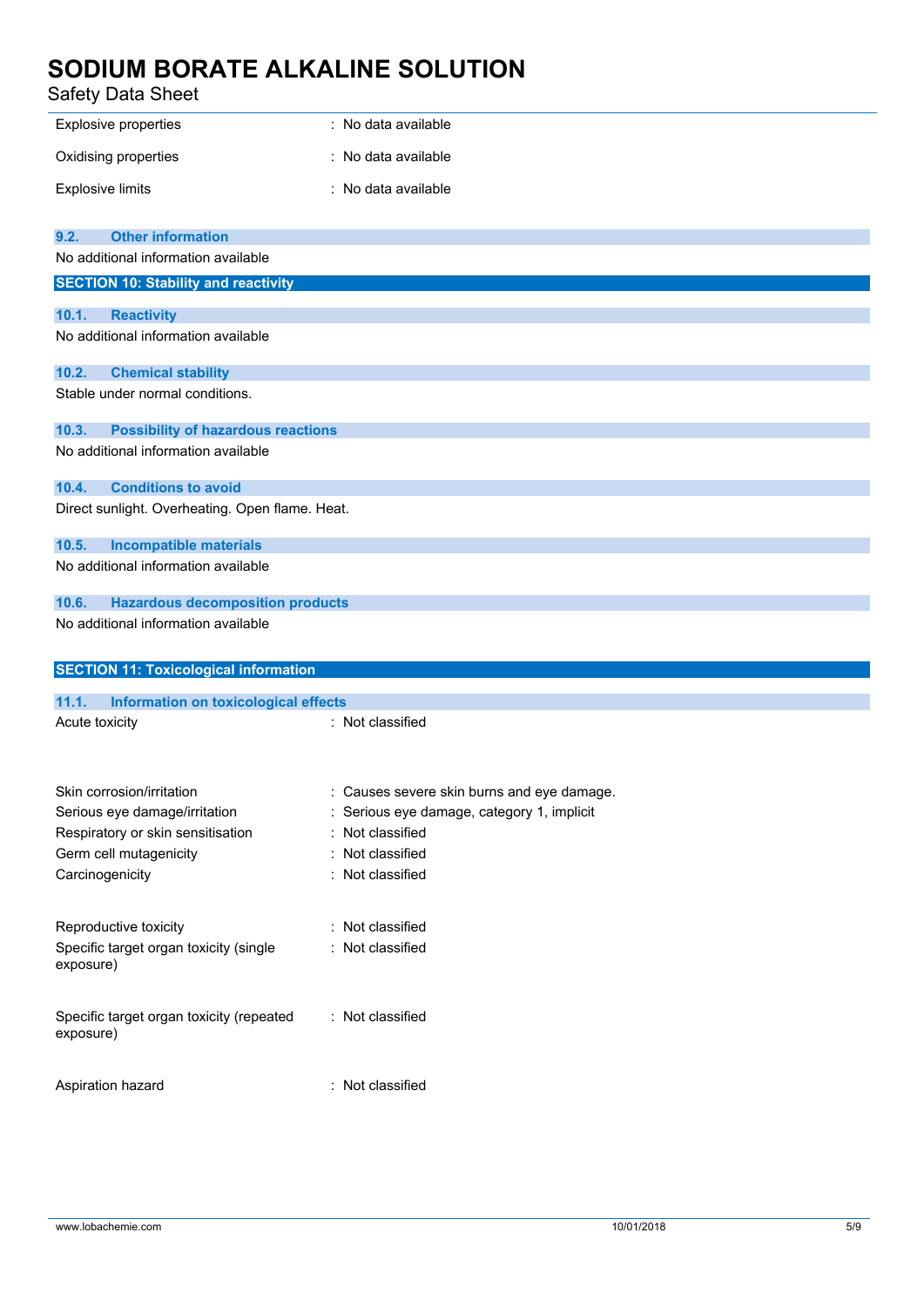| | |
|---|---|
| Explosive properties | : No data available |
| Oxidising properties | : No data available |
| Explosive limits | : No data available |

### 9.2. Other information

No additional information available

## SECTION 10: Stability and reactivity

### 10.1. Reactivity

No additional information available

### 10.2. Chemical stability

Stable under normal conditions.

### 10.3. Possibility of hazardous reactions

No additional information available

### 10.4. Conditions to avoid

Direct sunlight. Overheating. Open flame. Heat.

### 10.5. Incompatible materials

No additional information available

### 10.6. Hazardous decomposition products

No additional information available

## SECTION 11: Toxicological information

### 11.1. Information on toxicological effects

| | |
|---|---|
| Acute toxicity | : Not classified |
| Skin corrosion/irritation | : Causes severe skin burns and eye damage. |
| Serious eye damage/irritation | : Serious eye damage, category 1, implicit |
| Respiratory or skin sensitisation | : Not classified |
| Germ cell mutagenicity | : Not classified |
| Carcinogenicity | : Not classified |
| Reproductive toxicity | : Not classified |
| Specific target organ toxicity (single exposure) | : Not classified |
| Specific target organ toxicity (repeated exposure) | : Not classified |
| Aspiration hazard | : Not classified |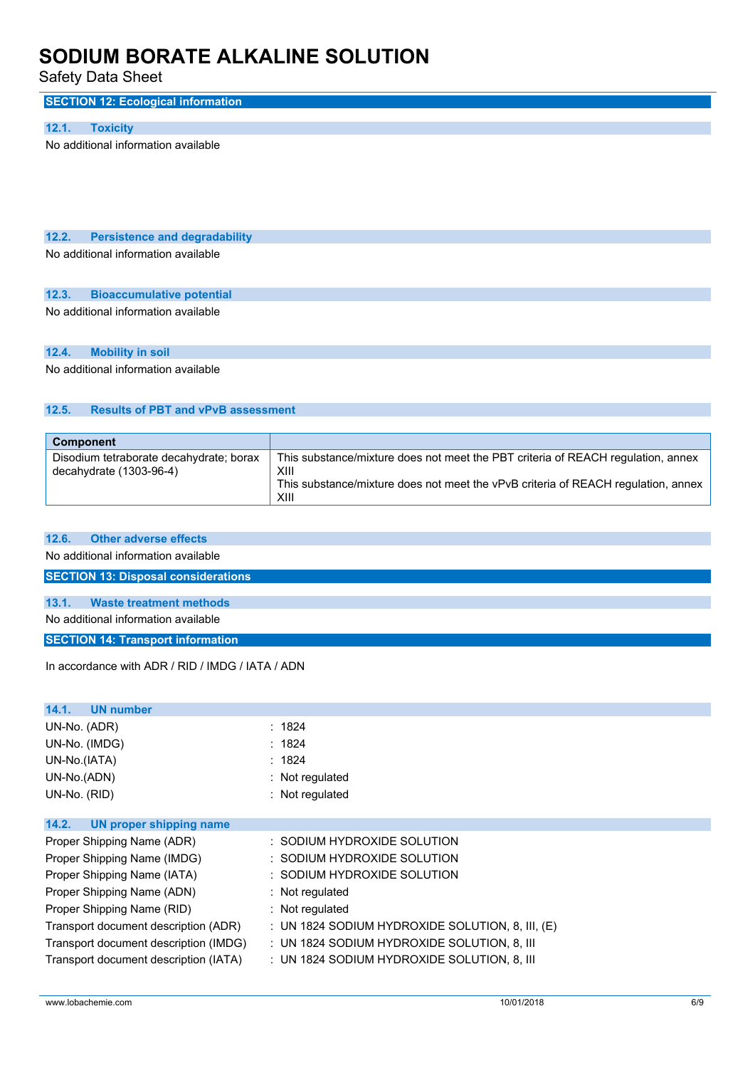## SECTION 12: Ecological information

### 12.1. Toxicity

No additional information available

### 12.2. Persistence and degradability

No additional information available

### 12.3. Bioaccumulative potential

No additional information available

### 12.4. Mobility in soil

No additional information available

### 12.5. Results of PBT and vPvB assessment

| Component | |
|---|---|
| Disodium tetraborate decahydrate; borax decahydrate (1303-96-4) | This substance/mixture does not meet the PBT criteria of REACH regulation, annex XIII<br>This substance/mixture does not meet the vPvB criteria of REACH regulation, annex XIII |

### 12.6. Other adverse effects

No additional information available

## SECTION 13: Disposal considerations

### 13.1. Waste treatment methods

No additional information available

## SECTION 14: Transport information

In accordance with ADR / RID / IMDG / IATA / ADN

### 14.1. UN number

| | |
|---|---|
| UN-No. (ADR) | : 1824 |
| UN-No. (IMDG) | : 1824 |
| UN-No.(IATA) | : 1824 |
| UN-No.(ADN) | : Not regulated |
| UN-No. (RID) | : Not regulated |

### 14.2. UN proper shipping name

| | |
|---|---|
| Proper Shipping Name (ADR) | : SODIUM HYDROXIDE SOLUTION |
| Proper Shipping Name (IMDG) | : SODIUM HYDROXIDE SOLUTION |
| Proper Shipping Name (IATA) | : SODIUM HYDROXIDE SOLUTION |
| Proper Shipping Name (ADN) | : Not regulated |
| Proper Shipping Name (RID) | : Not regulated |
| Transport document description (ADR) | : UN 1824 SODIUM HYDROXIDE SOLUTION, 8, III, (E) |
| Transport document description (IMDG) | : UN 1824 SODIUM HYDROXIDE SOLUTION, 8, III |
| Transport document description (IATA) | : UN 1824 SODIUM HYDROXIDE SOLUTION, 8, III |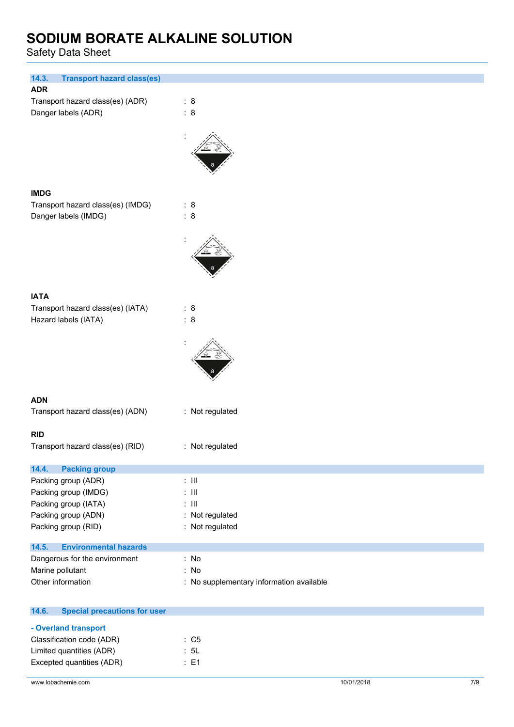### 14.3. Transport hazard class(es)

**ADR**

Transport hazard class(es) (ADR) : 8

Danger labels (ADR) : 8

:

**IMDG**

Transport hazard class(es) (IMDG) : 8

Danger labels (IMDG) : 8

:

**IATA**

Transport hazard class(es) (IATA) : 8

Hazard labels (IATA) : 8

:

**ADN**

Transport hazard class(es) (ADN) : Not regulated

**RID**

Transport hazard class(es) (RID) : Not regulated

### 14.4. Packing group

Packing group (ADR) : III

Packing group (IMDG) : III

Packing group (IATA) : III

Packing group (ADN) : Not regulated

Packing group (RID) : Not regulated

### 14.5. Environmental hazards

Dangerous for the environment : No

Marine pollutant : No

Other information : No supplementary information available

### 14.6. Special precautions for user

**- Overland transport**

Classification code (ADR) : C5

Limited quantities (ADR) : 5L

Excepted quantities (ADR) : E1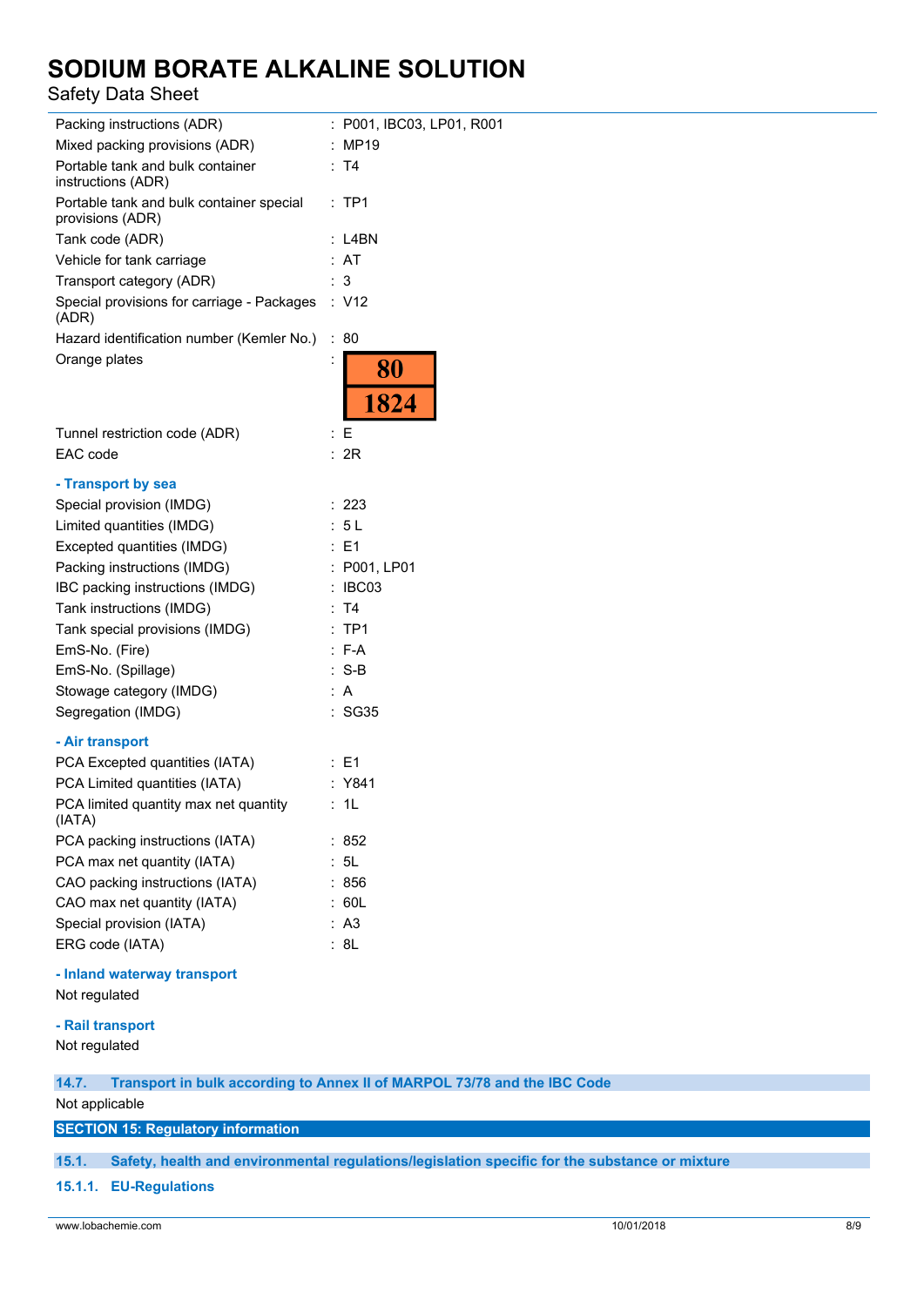| | |
|---|---|
| Packing instructions (ADR) | : P001, IBC03, LP01, R001 |
| Mixed packing provisions (ADR) | : MP19 |
| Portable tank and bulk container instructions (ADR) | : T4 |
| Portable tank and bulk container special provisions (ADR) | : TP1 |
| Tank code (ADR) | : L4BN |
| Vehicle for tank carriage | : AT |
| Transport category (ADR) | : 3 |
| Special provisions for carriage - Packages (ADR) | : V12 |
| Hazard identification number (Kemler No.) | : 80 |
| Orange plates | : 80 / 1824 |
| Tunnel restriction code (ADR) | : E |
| EAC code | : 2R |

**- Transport by sea**

| | |
|---|---|
| Special provision (IMDG) | : 223 |
| Limited quantities (IMDG) | : 5 L |
| Excepted quantities (IMDG) | : E1 |
| Packing instructions (IMDG) | : P001, LP01 |
| IBC packing instructions (IMDG) | : IBC03 |
| Tank instructions (IMDG) | : T4 |
| Tank special provisions (IMDG) | : TP1 |
| EmS-No. (Fire) | : F-A |
| EmS-No. (Spillage) | : S-B |
| Stowage category (IMDG) | : A |
| Segregation (IMDG) | : SG35 |

**- Air transport**

| | |
|---|---|
| PCA Excepted quantities (IATA) | : E1 |
| PCA Limited quantities (IATA) | : Y841 |
| PCA limited quantity max net quantity (IATA) | : 1L |
| PCA packing instructions (IATA) | : 852 |
| PCA max net quantity (IATA) | : 5L |
| CAO packing instructions (IATA) | : 856 |
| CAO max net quantity (IATA) | : 60L |
| Special provision (IATA) | : A3 |
| ERG code (IATA) | : 8L |

**- Inland waterway transport**

Not regulated

**- Rail transport**

Not regulated

### 14.7. Transport in bulk according to Annex II of MARPOL 73/78 and the IBC Code

Not applicable

## SECTION 15: Regulatory information

### 15.1. Safety, health and environmental regulations/legislation specific for the substance or mixture

#### 15.1.1. EU-Regulations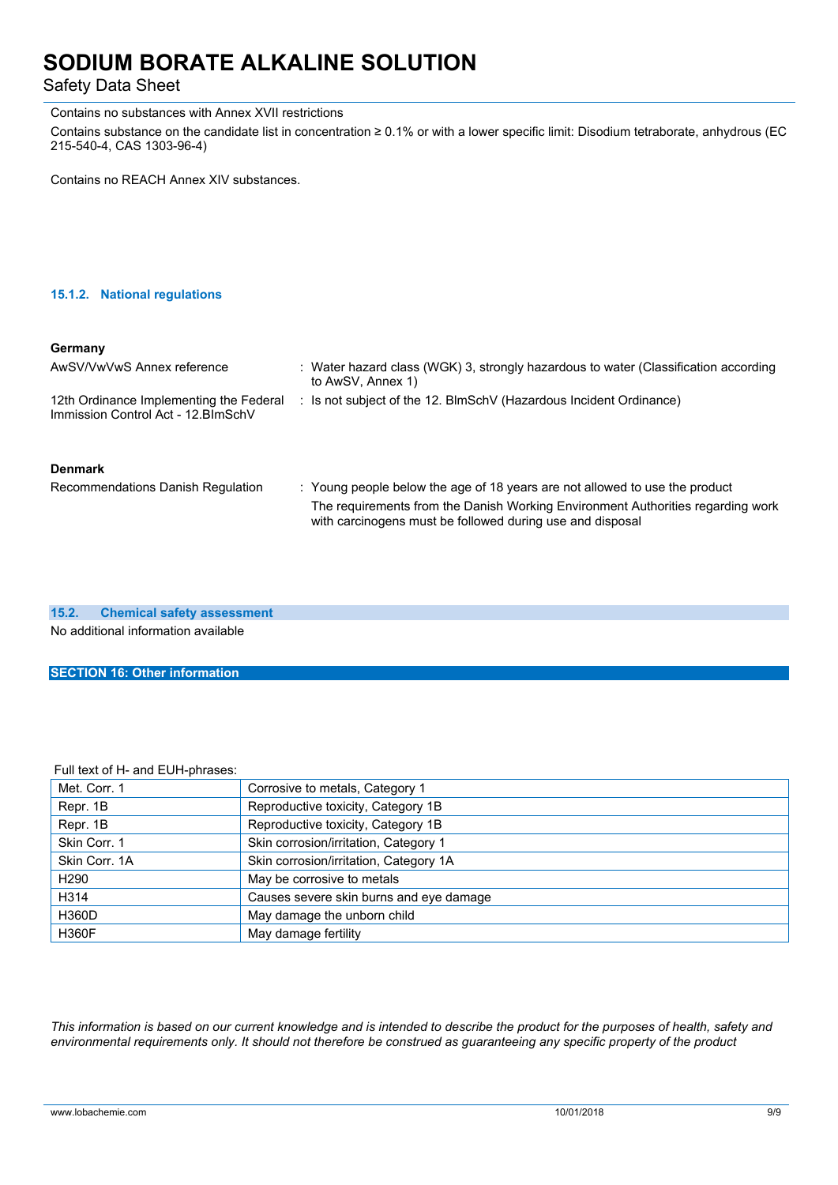Contains no substances with Annex XVII restrictions

Contains substance on the candidate list in concentration ≥ 0.1% or with a lower specific limit: Disodium tetraborate, anhydrous (EC 215-540-4, CAS 1303-96-4)

Contains no REACH Annex XIV substances.

### 15.1.2. National regulations

**Germany**

| | |
|---|---|
| AwSV/VwVwS Annex reference | : Water hazard class (WGK) 3, strongly hazardous to water (Classification according to AwSV, Annex 1) |
| 12th Ordinance Implementing the Federal Immission Control Act - 12.BImSchV | : Is not subject of the 12. BlmSchV (Hazardous Incident Ordinance) |

**Denmark**

| | |
|---|---|
| Recommendations Danish Regulation | : Young people below the age of 18 years are not allowed to use the product<br>The requirements from the Danish Working Environment Authorities regarding work with carcinogens must be followed during use and disposal |

### 15.2. Chemical safety assessment

No additional information available

## SECTION 16: Other information

Full text of H- and EUH-phrases:

| | |
|---|---|
| Met. Corr. 1 | Corrosive to metals, Category 1 |
| Repr. 1B | Reproductive toxicity, Category 1B |
| Repr. 1B | Reproductive toxicity, Category 1B |
| Skin Corr. 1 | Skin corrosion/irritation, Category 1 |
| Skin Corr. 1A | Skin corrosion/irritation, Category 1A |
| H290 | May be corrosive to metals |
| H314 | Causes severe skin burns and eye damage |
| H360D | May damage the unborn child |
| H360F | May damage fertility |

*This information is based on our current knowledge and is intended to describe the product for the purposes of health, safety and environmental requirements only. It should not therefore be construed as guaranteeing any specific property of the product*